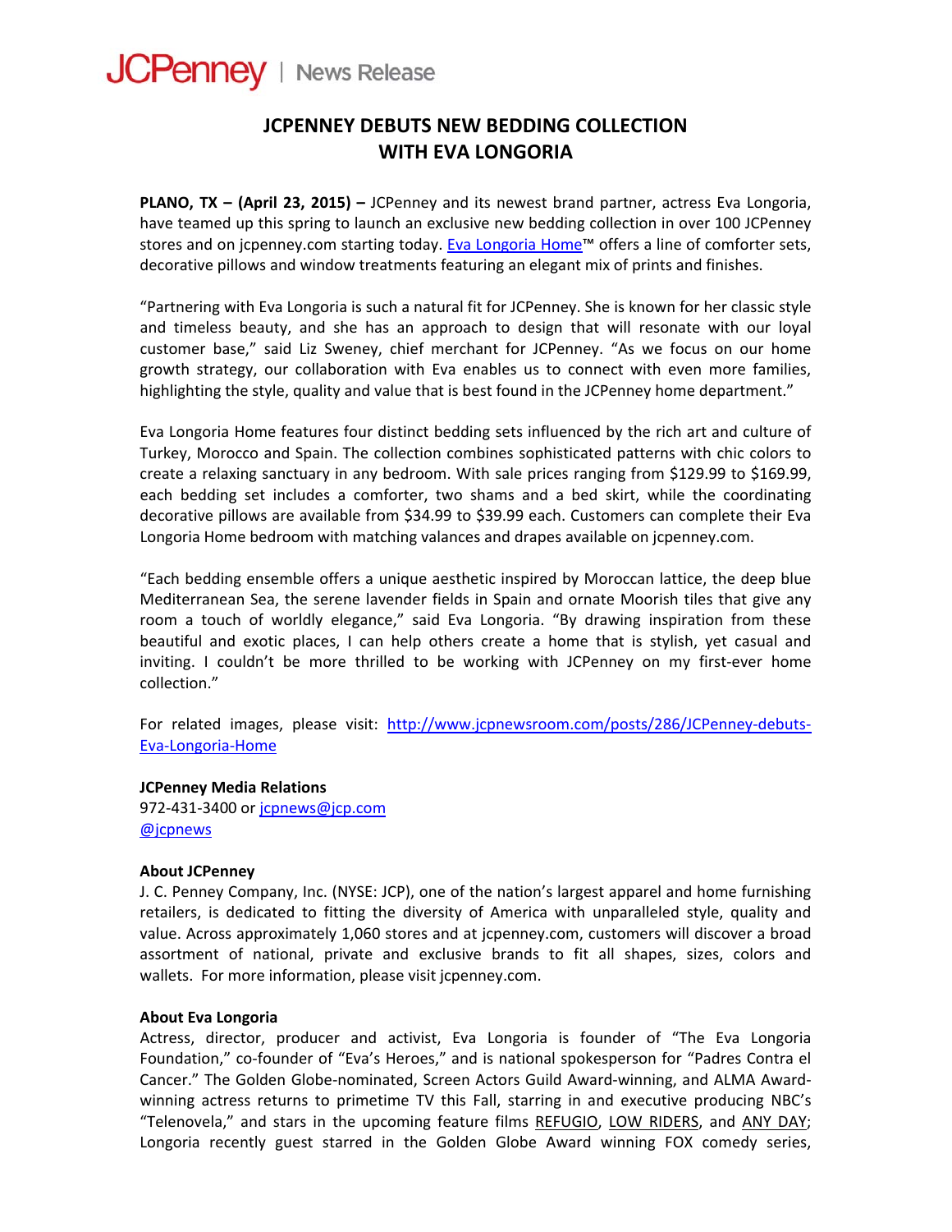JCPenney | News Release

# JCPENNEY DEBUTS NEW BEDDING COLLECTION WITH EVA LONGORIA

**PLANO, TX – (April 23, 2015) –** JCPenney and its newest brand partner, actress Eva Longoria, have teamed up this spring to launch an exclusive new bedding collection in over 100 JCPenney stores and on jcpenney.com starting today. Eva Longoria Home™ offers a line of comforter sets, decorative pillows and window treatments featuring an elegant mix of prints and finishes.

"Partnering with Eva Longoria is such a natural fit for JCPenney. She is known for her classic style and timeless beauty, and she has an approach to design that will resonate with our loyal customer base," said Liz Sweney, chief merchant for JCPenney. "As we focus on our home growth strategy, our collaboration with Eva enables us to connect with even more families, highlighting the style, quality and value that is best found in the JCPenney home department."

Eva Longoria Home features four distinct bedding sets influenced by the rich art and culture of Turkey, Morocco and Spain. The collection combines sophisticated patterns with chic colors to create a relaxing sanctuary in any bedroom. With sale prices ranging from $129.99 to $169.99, each bedding set includes a comforter, two shams and a bed skirt, while the coordinating decorative pillows are available from $34.99 to $39.99 each. Customers can complete their Eva Longoria Home bedroom with matching valances and drapes available on jcpenney.com.

"Each bedding ensemble offers a unique aesthetic inspired by Moroccan lattice, the deep blue Mediterranean Sea, the serene lavender fields in Spain and ornate Moorish tiles that give any room a touch of worldly elegance," said Eva Longoria. "By drawing inspiration from these beautiful and exotic places, I can help others create a home that is stylish, yet casual and inviting. I couldn't be more thrilled to be working with JCPenney on my first-ever home collection."

For related images, please visit: http://www.jcpnewsroom.com/posts/286/JCPenney-debuts-Eva-Longoria-Home

**JCPenney Media Relations**
972-431-3400 or jcpnews@jcp.com
@jcpnews

**About JCPenney**
J. C. Penney Company, Inc. (NYSE: JCP), one of the nation's largest apparel and home furnishing retailers, is dedicated to fitting the diversity of America with unparalleled style, quality and value. Across approximately 1,060 stores and at jcpenney.com, customers will discover a broad assortment of national, private and exclusive brands to fit all shapes, sizes, colors and wallets. For more information, please visit jcpenney.com.

**About Eva Longoria**
Actress, director, producer and activist, Eva Longoria is founder of "The Eva Longoria Foundation," co-founder of "Eva's Heroes," and is national spokesperson for "Padres Contra el Cancer." The Golden Globe-nominated, Screen Actors Guild Award-winning, and ALMA Award-winning actress returns to primetime TV this Fall, starring in and executive producing NBC's "Telenovela," and stars in the upcoming feature films REFUGIO, LOW RIDERS, and ANY DAY; Longoria recently guest starred in the Golden Globe Award winning FOX comedy series,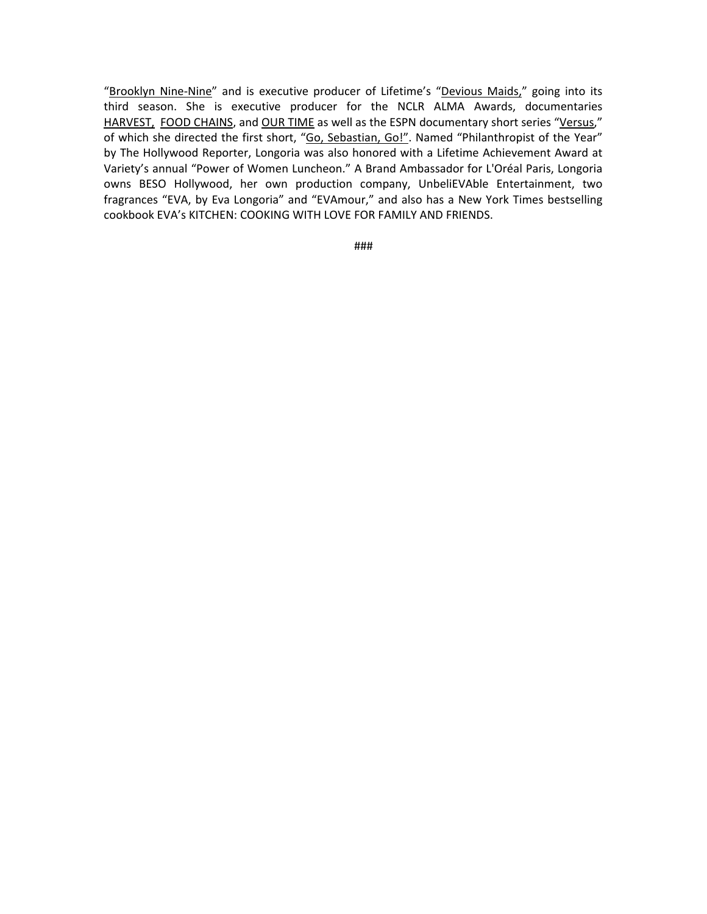"Brooklyn Nine-Nine" and is executive producer of Lifetime's "Devious Maids," going into its third season. She is executive producer for the NCLR ALMA Awards, documentaries HARVEST, FOOD CHAINS, and OUR TIME as well as the ESPN documentary short series "Versus," of which she directed the first short, "Go, Sebastian, Go!". Named "Philanthropist of the Year" by The Hollywood Reporter, Longoria was also honored with a Lifetime Achievement Award at Variety's annual "Power of Women Luncheon." A Brand Ambassador for L'Oréal Paris, Longoria owns BESO Hollywood, her own production company, UnbeliEVAble Entertainment, two fragrances "EVA, by Eva Longoria" and "EVAmour," and also has a New York Times bestselling cookbook EVA's KITCHEN: COOKING WITH LOVE FOR FAMILY AND FRIENDS.

###